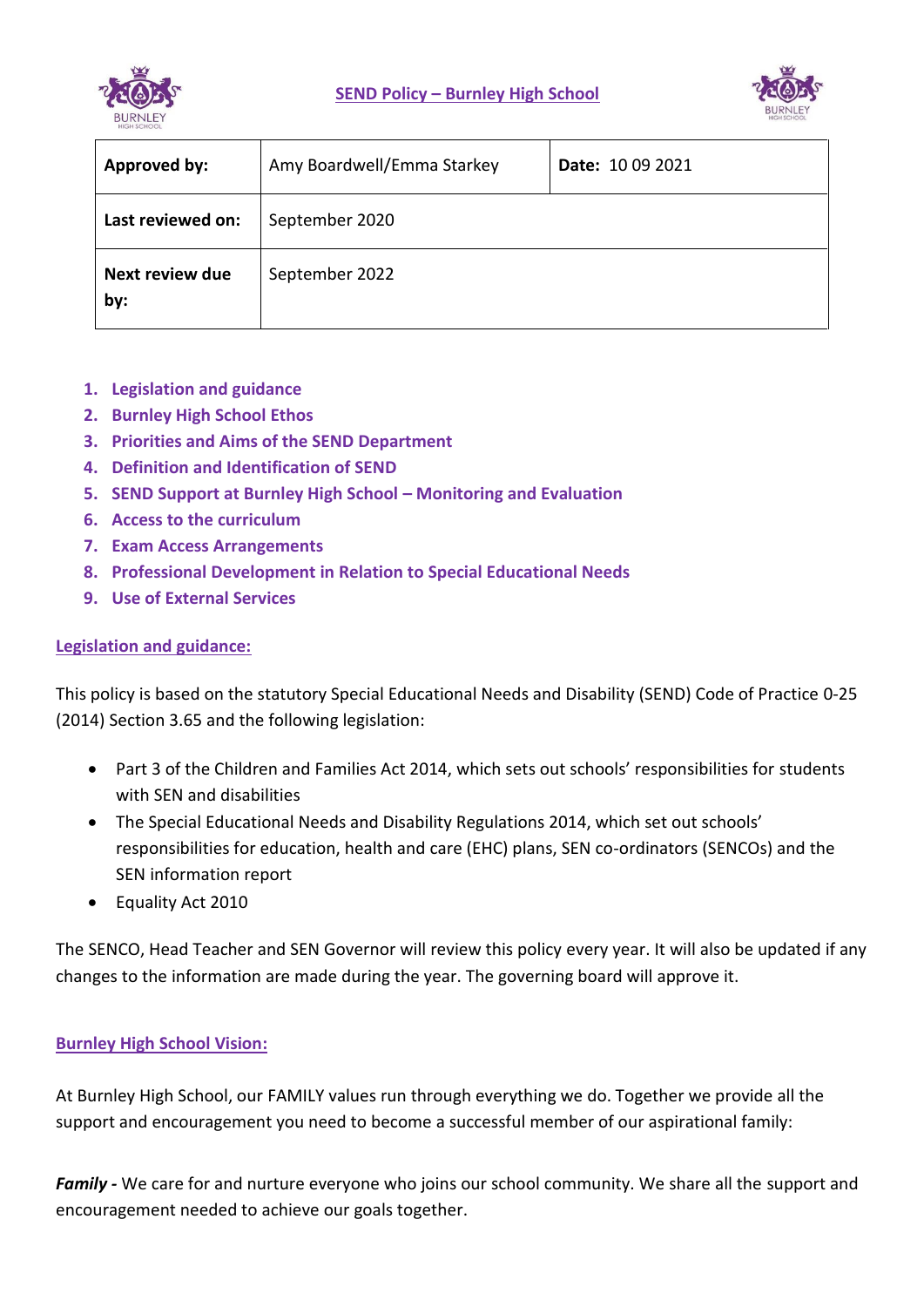# SEND Policy – Burnley High School

| Approved by: | Amy Boardwell/Emma Starkey | Date: 10 09 2021 |
|---|---|---|
| Last reviewed on: | September 2020 | |
| Next review due by: | September 2022 | |

1. Legislation and guidance
2. Burnley High School Ethos
3. Priorities and Aims of the SEND Department
4. Definition and Identification of SEND
5. SEND Support at Burnley High School – Monitoring and Evaluation
6. Access to the curriculum
7. Exam Access Arrangements
8. Professional Development in Relation to Special Educational Needs
9. Use of External Services

## Legislation and guidance:

This policy is based on the statutory Special Educational Needs and Disability (SEND) Code of Practice 0-25 (2014) Section 3.65 and the following legislation:

- Part 3 of the Children and Families Act 2014, which sets out schools' responsibilities for students with SEN and disabilities
- The Special Educational Needs and Disability Regulations 2014, which set out schools' responsibilities for education, health and care (EHC) plans, SEN co-ordinators (SENCOs) and the SEN information report
- Equality Act 2010

The SENCO, Head Teacher and SEN Governor will review this policy every year. It will also be updated if any changes to the information are made during the year. The governing board will approve it.

## Burnley High School Vision:

At Burnley High School, our FAMILY values run through everything we do. Together we provide all the support and encouragement you need to become a successful member of our aspirational family:

***Family -*** We care for and nurture everyone who joins our school community. We share all the support and encouragement needed to achieve our goals together.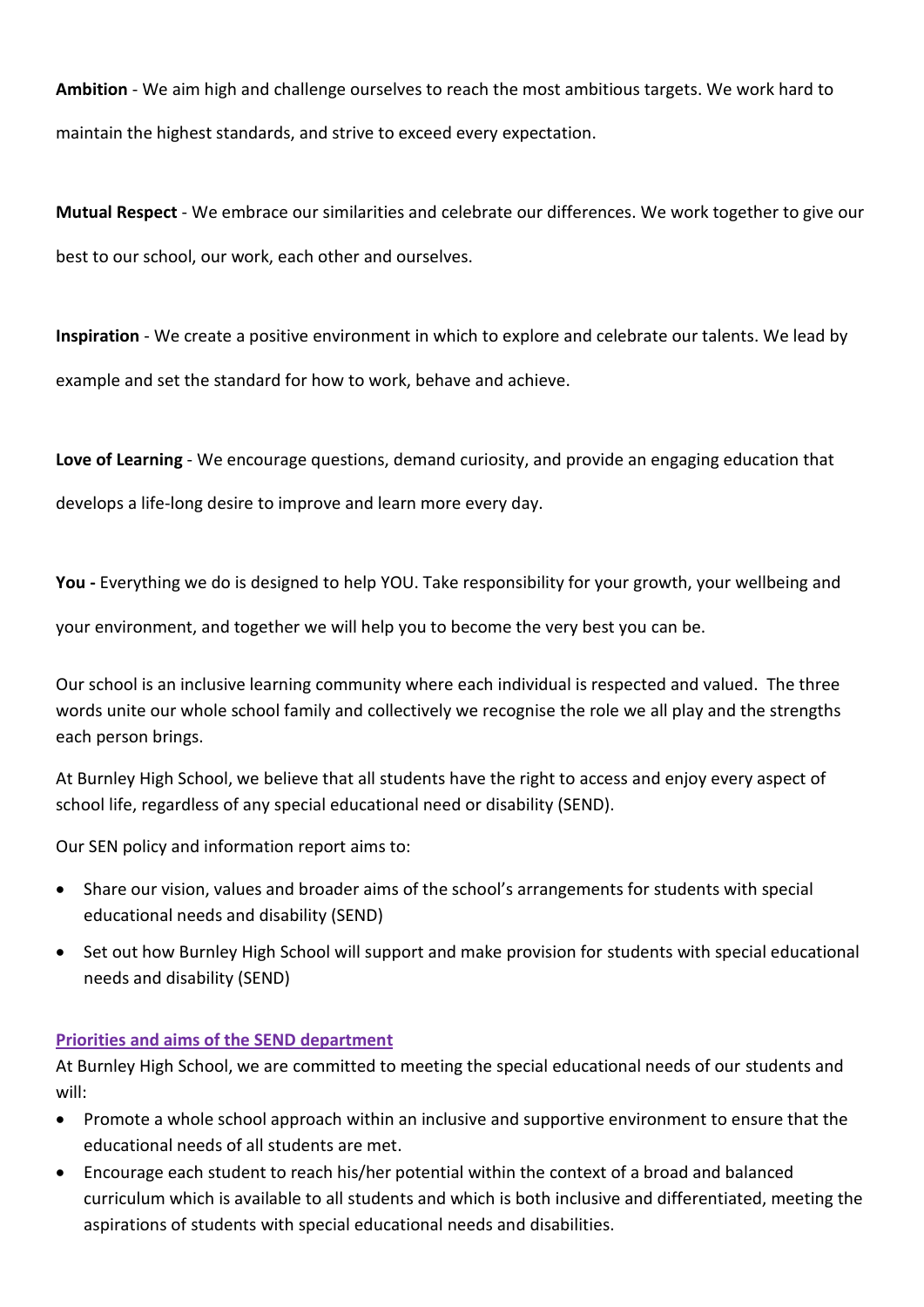**Ambition** - We aim high and challenge ourselves to reach the most ambitious targets. We work hard to maintain the highest standards, and strive to exceed every expectation.

**Mutual Respect** - We embrace our similarities and celebrate our differences. We work together to give our best to our school, our work, each other and ourselves.

**Inspiration** - We create a positive environment in which to explore and celebrate our talents. We lead by example and set the standard for how to work, behave and achieve.

**Love of Learning** - We encourage questions, demand curiosity, and provide an engaging education that develops a life-long desire to improve and learn more every day.

**You -** Everything we do is designed to help YOU. Take responsibility for your growth, your wellbeing and your environment, and together we will help you to become the very best you can be.

Our school is an inclusive learning community where each individual is respected and valued. The three words unite our whole school family and collectively we recognise the role we all play and the strengths each person brings.

At Burnley High School, we believe that all students have the right to access and enjoy every aspect of school life, regardless of any special educational need or disability (SEND).

Our SEN policy and information report aims to:

- Share our vision, values and broader aims of the school's arrangements for students with special educational needs and disability (SEND)
- Set out how Burnley High School will support and make provision for students with special educational needs and disability (SEND)

## Priorities and aims of the SEND department

At Burnley High School, we are committed to meeting the special educational needs of our students and will:

- Promote a whole school approach within an inclusive and supportive environment to ensure that the educational needs of all students are met.
- Encourage each student to reach his/her potential within the context of a broad and balanced curriculum which is available to all students and which is both inclusive and differentiated, meeting the aspirations of students with special educational needs and disabilities.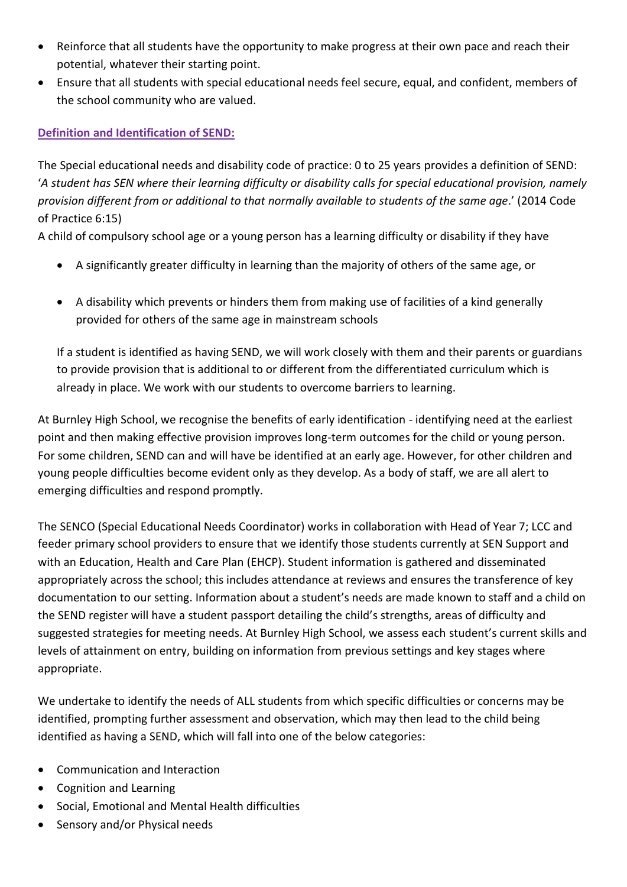- Reinforce that all students have the opportunity to make progress at their own pace and reach their potential, whatever their starting point.
- Ensure that all students with special educational needs feel secure, equal, and confident, members of the school community who are valued.

**Definition and Identification of SEND:**

The Special educational needs and disability code of practice: 0 to 25 years provides a definition of SEND: '*A student has SEN where their learning difficulty or disability calls for special educational provision, namely provision different from or additional to that normally available to students of the same age*.' (2014 Code of Practice 6:15)

A child of compulsory school age or a young person has a learning difficulty or disability if they have

- A significantly greater difficulty in learning than the majority of others of the same age, or
- A disability which prevents or hinders them from making use of facilities of a kind generally provided for others of the same age in mainstream schools

If a student is identified as having SEND, we will work closely with them and their parents or guardians to provide provision that is additional to or different from the differentiated curriculum which is already in place. We work with our students to overcome barriers to learning.

At Burnley High School, we recognise the benefits of early identification - identifying need at the earliest point and then making effective provision improves long-term outcomes for the child or young person. For some children, SEND can and will have be identified at an early age. However, for other children and young people difficulties become evident only as they develop. As a body of staff, we are all alert to emerging difficulties and respond promptly.

The SENCO (Special Educational Needs Coordinator) works in collaboration with Head of Year 7; LCC and feeder primary school providers to ensure that we identify those students currently at SEN Support and with an Education, Health and Care Plan (EHCP). Student information is gathered and disseminated appropriately across the school; this includes attendance at reviews and ensures the transference of key documentation to our setting. Information about a student's needs are made known to staff and a child on the SEND register will have a student passport detailing the child's strengths, areas of difficulty and suggested strategies for meeting needs. At Burnley High School, we assess each student's current skills and levels of attainment on entry, building on information from previous settings and key stages where appropriate.

We undertake to identify the needs of ALL students from which specific difficulties or concerns may be identified, prompting further assessment and observation, which may then lead to the child being identified as having a SEND, which will fall into one of the below categories:

- Communication and Interaction
- Cognition and Learning
- Social, Emotional and Mental Health difficulties
- Sensory and/or Physical needs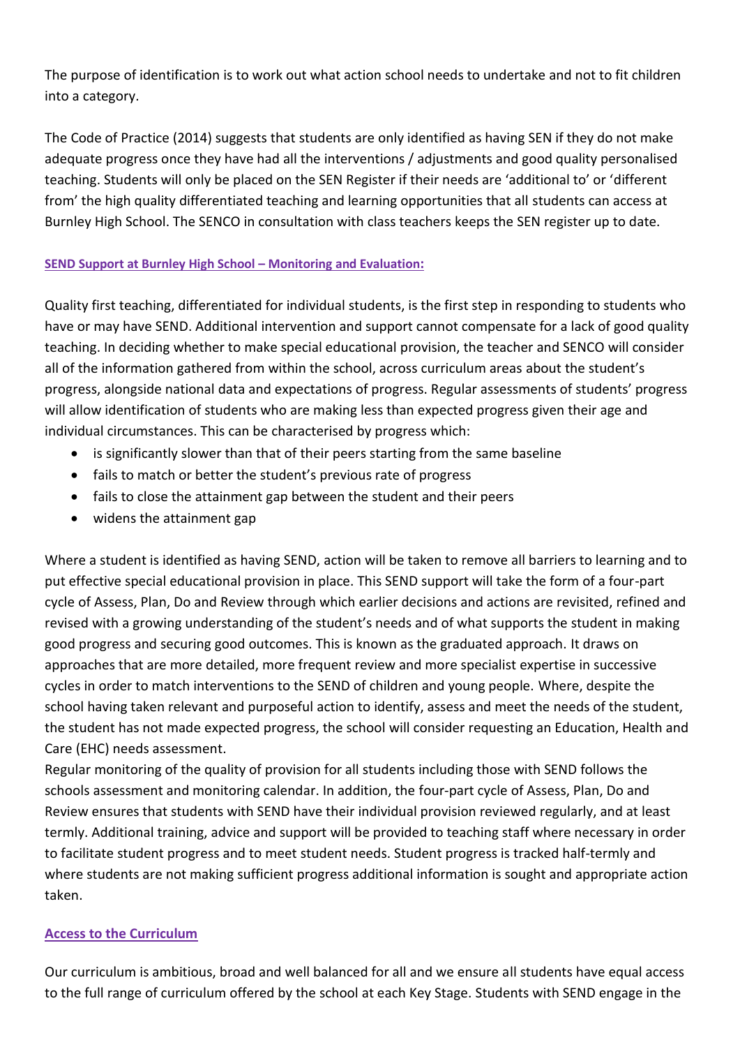The purpose of identification is to work out what action school needs to undertake and not to fit children into a category.

The Code of Practice (2014) suggests that students are only identified as having SEN if they do not make adequate progress once they have had all the interventions / adjustments and good quality personalised teaching. Students will only be placed on the SEN Register if their needs are 'additional to' or 'different from' the high quality differentiated teaching and learning opportunities that all students can access at Burnley High School. The SENCO in consultation with class teachers keeps the SEN register up to date.

**SEND Support at Burnley High School – Monitoring and Evaluation:**

Quality first teaching, differentiated for individual students, is the first step in responding to students who have or may have SEND. Additional intervention and support cannot compensate for a lack of good quality teaching. In deciding whether to make special educational provision, the teacher and SENCO will consider all of the information gathered from within the school, across curriculum areas about the student's progress, alongside national data and expectations of progress. Regular assessments of students' progress will allow identification of students who are making less than expected progress given their age and individual circumstances. This can be characterised by progress which:

- is significantly slower than that of their peers starting from the same baseline
- fails to match or better the student's previous rate of progress
- fails to close the attainment gap between the student and their peers
- widens the attainment gap

Where a student is identified as having SEND, action will be taken to remove all barriers to learning and to put effective special educational provision in place. This SEND support will take the form of a four-part cycle of Assess, Plan, Do and Review through which earlier decisions and actions are revisited, refined and revised with a growing understanding of the student's needs and of what supports the student in making good progress and securing good outcomes. This is known as the graduated approach. It draws on approaches that are more detailed, more frequent review and more specialist expertise in successive cycles in order to match interventions to the SEND of children and young people. Where, despite the school having taken relevant and purposeful action to identify, assess and meet the needs of the student, the student has not made expected progress, the school will consider requesting an Education, Health and Care (EHC) needs assessment.
Regular monitoring of the quality of provision for all students including those with SEND follows the schools assessment and monitoring calendar. In addition, the four-part cycle of Assess, Plan, Do and Review ensures that students with SEND have their individual provision reviewed regularly, and at least termly. Additional training, advice and support will be provided to teaching staff where necessary in order to facilitate student progress and to meet student needs. Student progress is tracked half-termly and where students are not making sufficient progress additional information is sought and appropriate action taken.

**Access to the Curriculum**

Our curriculum is ambitious, broad and well balanced for all and we ensure all students have equal access to the full range of curriculum offered by the school at each Key Stage. Students with SEND engage in the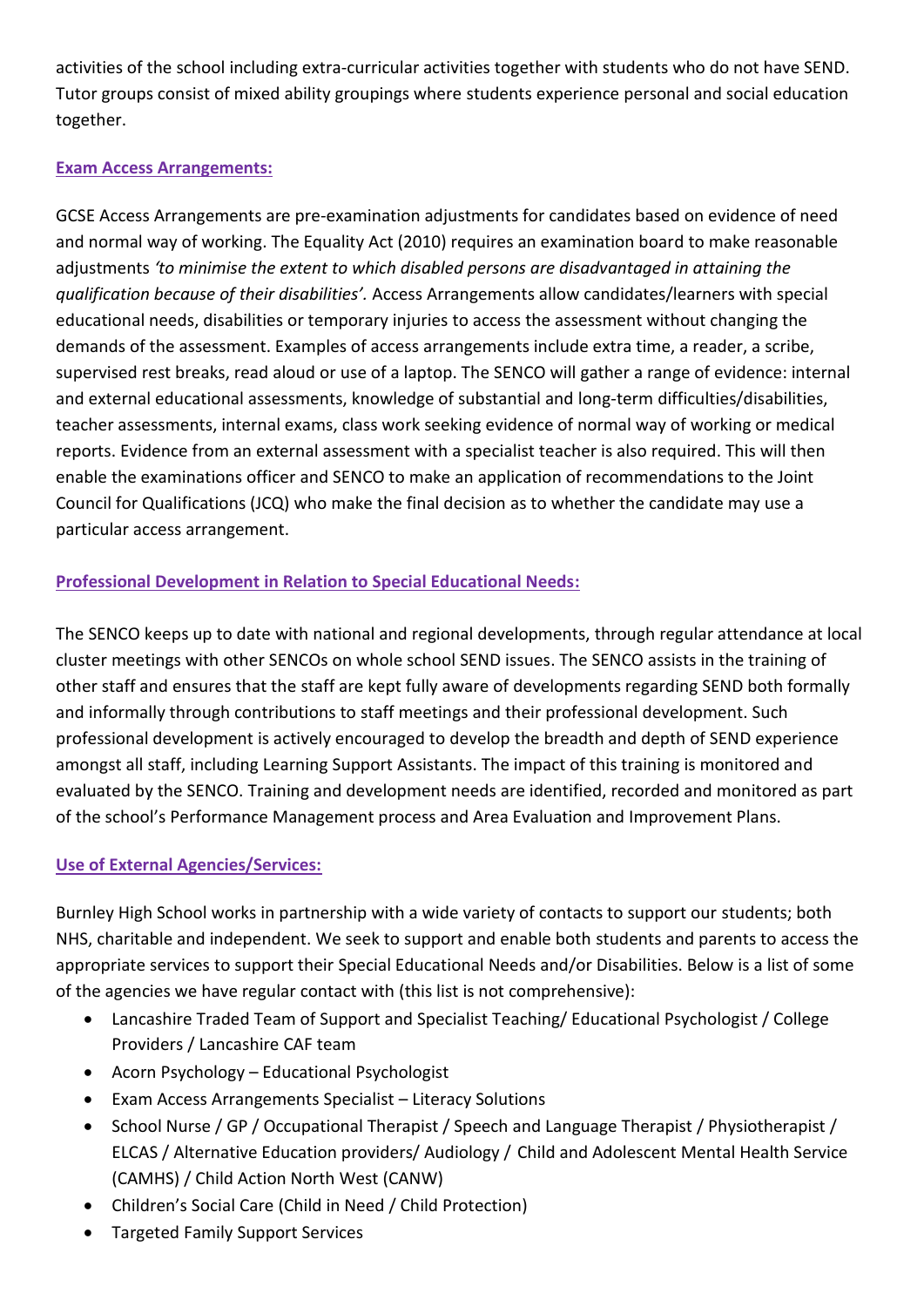activities of the school including extra-curricular activities together with students who do not have SEND. Tutor groups consist of mixed ability groupings where students experience personal and social education together.

## Exam Access Arrangements:

GCSE Access Arrangements are pre-examination adjustments for candidates based on evidence of need and normal way of working. The Equality Act (2010) requires an examination board to make reasonable adjustments *'to minimise the extent to which disabled persons are disadvantaged in attaining the qualification because of their disabilities'.* Access Arrangements allow candidates/learners with special educational needs, disabilities or temporary injuries to access the assessment without changing the demands of the assessment. Examples of access arrangements include extra time, a reader, a scribe, supervised rest breaks, read aloud or use of a laptop. The SENCO will gather a range of evidence: internal and external educational assessments, knowledge of substantial and long-term difficulties/disabilities, teacher assessments, internal exams, class work seeking evidence of normal way of working or medical reports. Evidence from an external assessment with a specialist teacher is also required. This will then enable the examinations officer and SENCO to make an application of recommendations to the Joint Council for Qualifications (JCQ) who make the final decision as to whether the candidate may use a particular access arrangement.

## Professional Development in Relation to Special Educational Needs:

The SENCO keeps up to date with national and regional developments, through regular attendance at local cluster meetings with other SENCOs on whole school SEND issues. The SENCO assists in the training of other staff and ensures that the staff are kept fully aware of developments regarding SEND both formally and informally through contributions to staff meetings and their professional development. Such professional development is actively encouraged to develop the breadth and depth of SEND experience amongst all staff, including Learning Support Assistants. The impact of this training is monitored and evaluated by the SENCO. Training and development needs are identified, recorded and monitored as part of the school's Performance Management process and Area Evaluation and Improvement Plans.

## Use of External Agencies/Services:

Burnley High School works in partnership with a wide variety of contacts to support our students; both NHS, charitable and independent. We seek to support and enable both students and parents to access the appropriate services to support their Special Educational Needs and/or Disabilities. Below is a list of some of the agencies we have regular contact with (this list is not comprehensive):

- Lancashire Traded Team of Support and Specialist Teaching/ Educational Psychologist / College Providers / Lancashire CAF team
- Acorn Psychology – Educational Psychologist
- Exam Access Arrangements Specialist – Literacy Solutions
- School Nurse / GP / Occupational Therapist / Speech and Language Therapist / Physiotherapist / ELCAS / Alternative Education providers/ Audiology / Child and Adolescent Mental Health Service (CAMHS) / Child Action North West (CANW)
- Children's Social Care (Child in Need / Child Protection)
- Targeted Family Support Services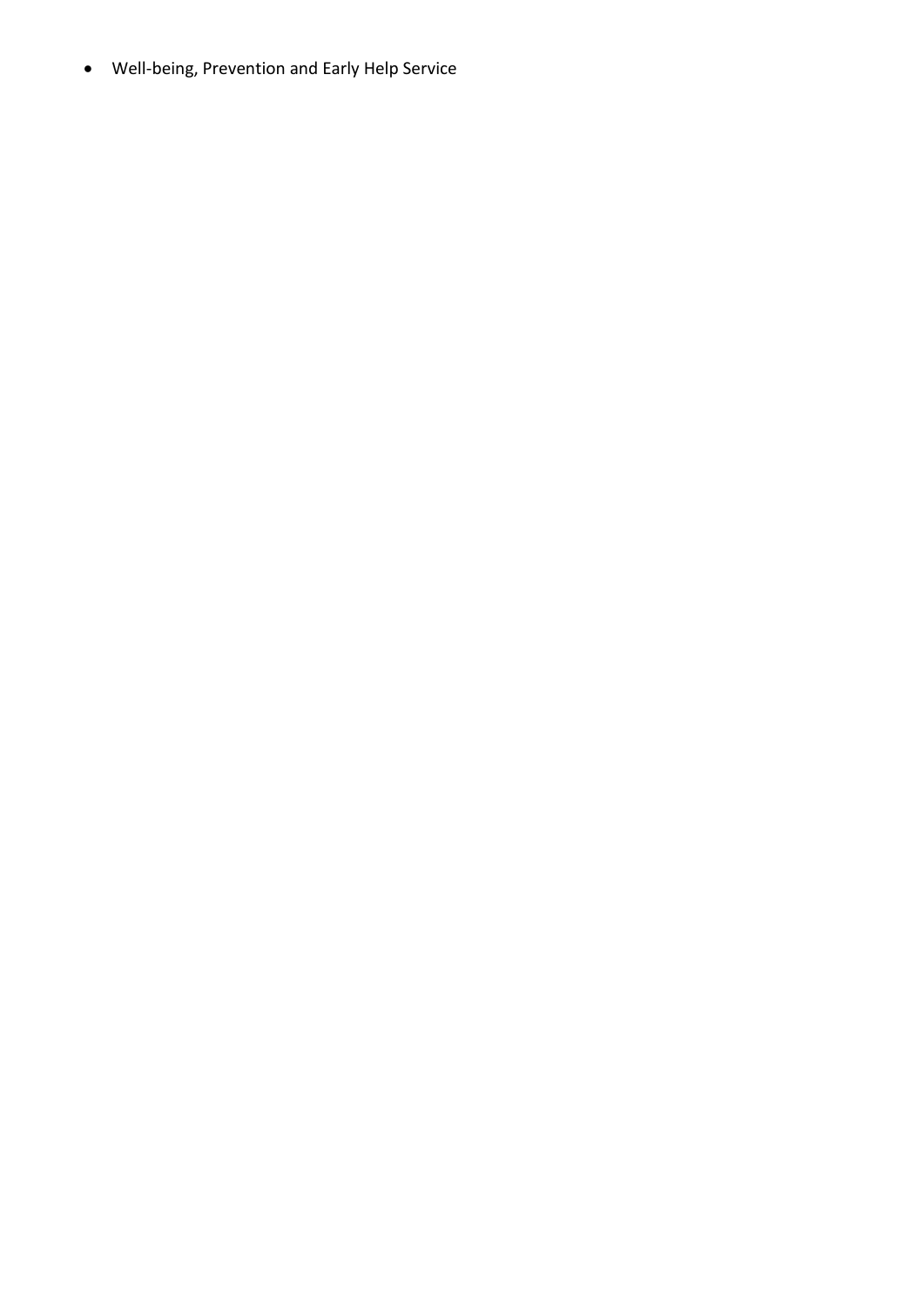- Well-being, Prevention and Early Help Service